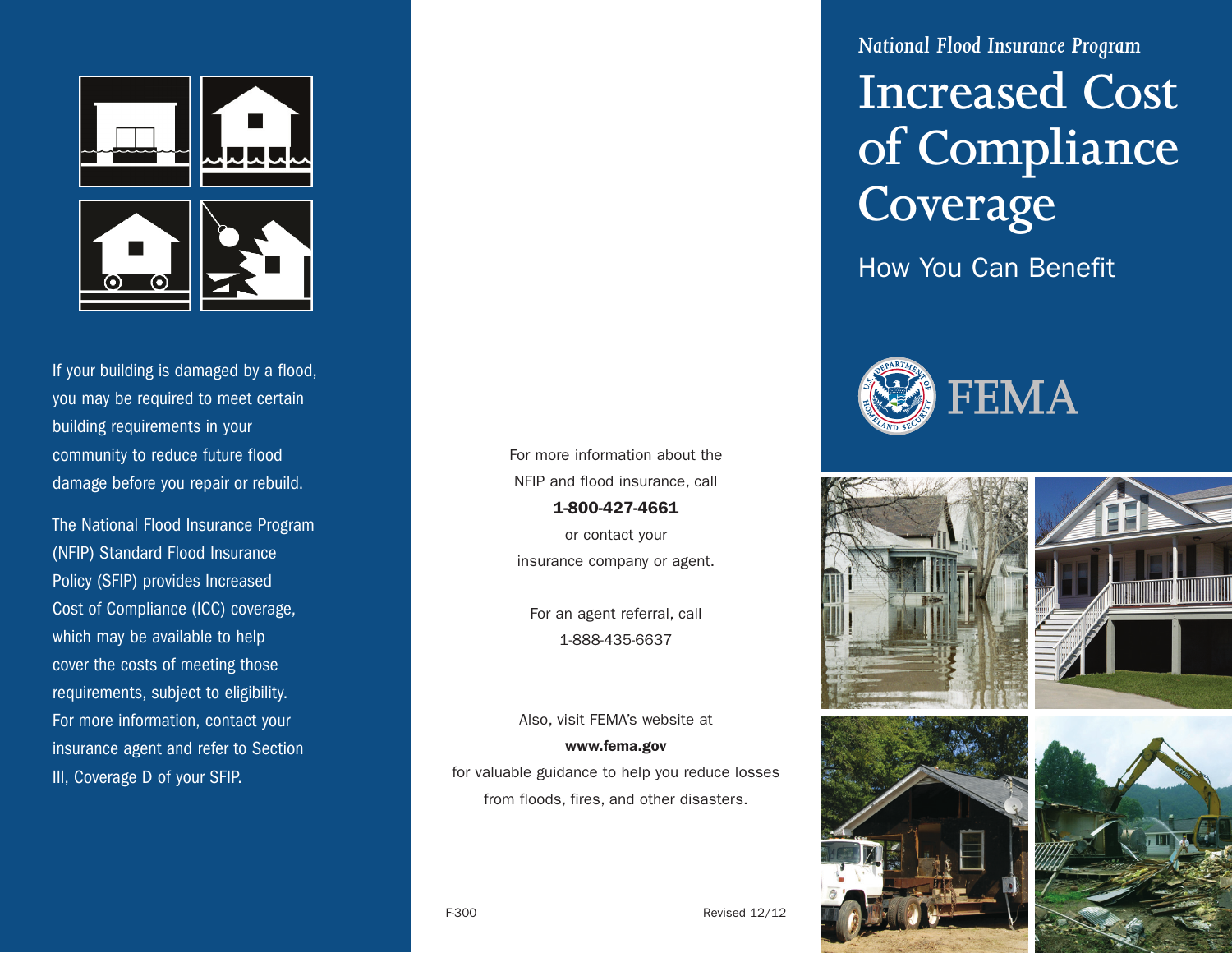*National Flood Insurance Program*

# Increased Cost of Compliance Coverage

## How You Can Benefit

FEMA

If your building is damaged by a flood, you may be required to meet certain building requirements in your community to reduce future flood damage before you repair or rebuild.

The National Flood Insurance Program (NFIP) Standard Flood Insurance Policy (SFIP) provides Increased Cost of Compliance (ICC) coverage, which may be available to help cover the costs of meeting those requirements, subject to eligibility. For more information, contact your insurance agent and refer to Section III, Coverage D of your SFIP.

For more information about the NFIP and flood insurance, call **1-800-427-4661** or contact your insurance company or agent.

For an agent referral, call 1-888-435-6637

Also, visit FEMA's website at **www.fema.gov** for valuable guidance to help you reduce losses from floods, fires, and other disasters.

F-300

Revised 12/12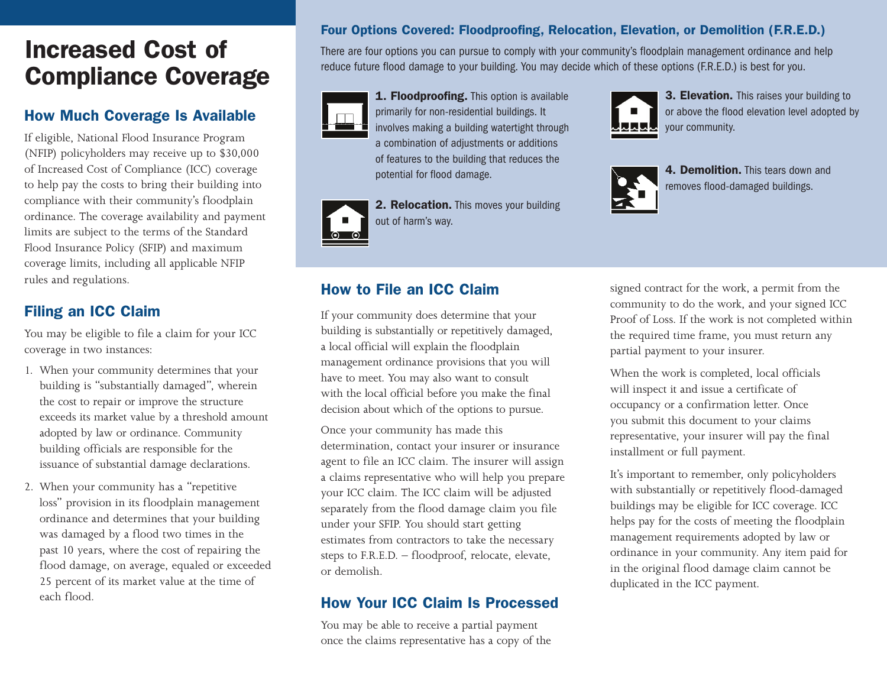# Increased Cost of Compliance Coverage

## How Much Coverage Is Available

If eligible, National Flood Insurance Program (NFIP) policyholders may receive up to $30,000 of Increased Cost of Compliance (ICC) coverage to help pay the costs to bring their building into compliance with their community's floodplain ordinance. The coverage availability and payment limits are subject to the terms of the Standard Flood Insurance Policy (SFIP) and maximum coverage limits, including all applicable NFIP rules and regulations.

## Filing an ICC Claim

You may be eligible to file a claim for your ICC coverage in two instances:

1. When your community determines that your building is "substantially damaged", wherein the cost to repair or improve the structure exceeds its market value by a threshold amount adopted by law or ordinance. Community building officials are responsible for the issuance of substantial damage declarations.
2. When your community has a "repetitive loss" provision in its floodplain management ordinance and determines that your building was damaged by a flood two times in the past 10 years, where the cost of repairing the flood damage, on average, equaled or exceeded 25 percent of its market value at the time of each flood.

### Four Options Covered: Floodproofing, Relocation, Elevation, or Demolition (F.R.E.D.)

There are four options you can pursue to comply with your community's floodplain management ordinance and help reduce future flood damage to your building. You may decide which of these options (F.R.E.D.) is best for you.

**1. Floodproofing.** This option is available primarily for non-residential buildings. It involves making a building watertight through a combination of adjustments or additions of features to the building that reduces the potential for flood damage.

**2. Relocation.** This moves your building out of harm's way.

**3. Elevation.** This raises your building to or above the flood elevation level adopted by your community.

**4. Demolition.** This tears down and removes flood-damaged buildings.

## How to File an ICC Claim

If your community does determine that your building is substantially or repetitively damaged, a local official will explain the floodplain management ordinance provisions that you will have to meet. You may also want to consult with the local official before you make the final decision about which of the options to pursue.

Once your community has made this determination, contact your insurer or insurance agent to file an ICC claim. The insurer will assign a claims representative who will help you prepare your ICC claim. The ICC claim will be adjusted separately from the flood damage claim you file under your SFIP. You should start getting estimates from contractors to take the necessary steps to F.R.E.D. – floodproof, relocate, elevate, or demolish.

## How Your ICC Claim Is Processed

You may be able to receive a partial payment once the claims representative has a copy of the signed contract for the work, a permit from the community to do the work, and your signed ICC Proof of Loss. If the work is not completed within the required time frame, you must return any partial payment to your insurer.

When the work is completed, local officials will inspect it and issue a certificate of occupancy or a confirmation letter. Once you submit this document to your claims representative, your insurer will pay the final installment or full payment.

It's important to remember, only policyholders with substantially or repetitively flood-damaged buildings may be eligible for ICC coverage. ICC helps pay for the costs of meeting the floodplain management requirements adopted by law or ordinance in your community. Any item paid for in the original flood damage claim cannot be duplicated in the ICC payment.